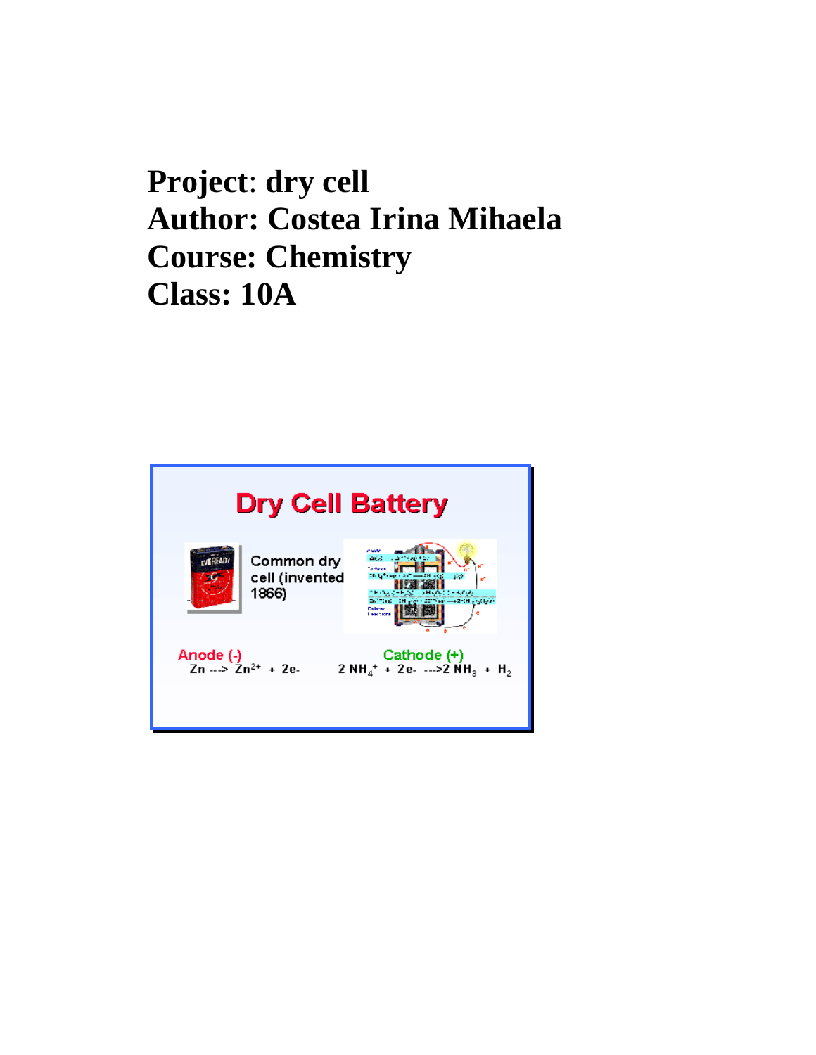**Project**: **dry cell**
**Author: Costea Irina Mihaela**
**Course: Chemistry**
**Class: 10A**

## Dry Cell Battery

Common dry cell (invented 1866)

**Anode (-)**
$Zn \rightarrow Zn^{2+} + 2e^-$

**Cathode (+)**
$2\,NH_4^+ + 2e^- \rightarrow 2\,NH_3 + H_2$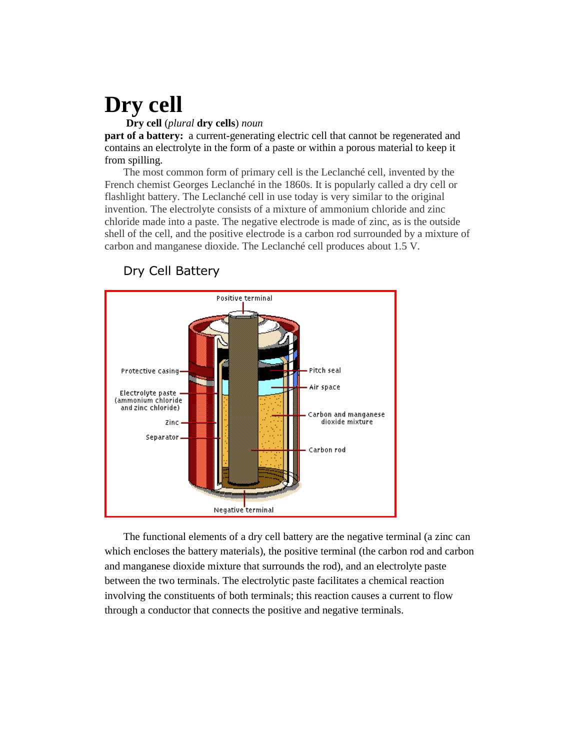# Dry cell

**Dry cell** (*plural* **dry cells**) *noun*

**part of a battery:** a current-generating electric cell that cannot be regenerated and contains an electrolyte in the form of a paste or within a porous material to keep it from spilling.

The most common form of primary cell is the Leclanché cell, invented by the French chemist Georges Leclanché in the 1860s. It is popularly called a dry cell or flashlight battery. The Leclanché cell in use today is very similar to the original invention. The electrolyte consists of a mixture of ammonium chloride and zinc chloride made into a paste. The negative electrode is made of zinc, as is the outside shell of the cell, and the positive electrode is a carbon rod surrounded by a mixture of carbon and manganese dioxide. The Leclanché cell produces about 1.5 V.

Dry Cell Battery

Positive terminal

Protective casing

Electrolyte paste (ammonium chloride and zinc chloride)

Zinc

Separator

Pitch seal

Air space

Carbon and manganese dioxide mixture

Carbon rod

Negative terminal

The functional elements of a dry cell battery are the negative terminal (a zinc can which encloses the battery materials), the positive terminal (the carbon rod and carbon and manganese dioxide mixture that surrounds the rod), and an electrolyte paste between the two terminals. The electrolytic paste facilitates a chemical reaction involving the constituents of both terminals; this reaction causes a current to flow through a conductor that connects the positive and negative terminals.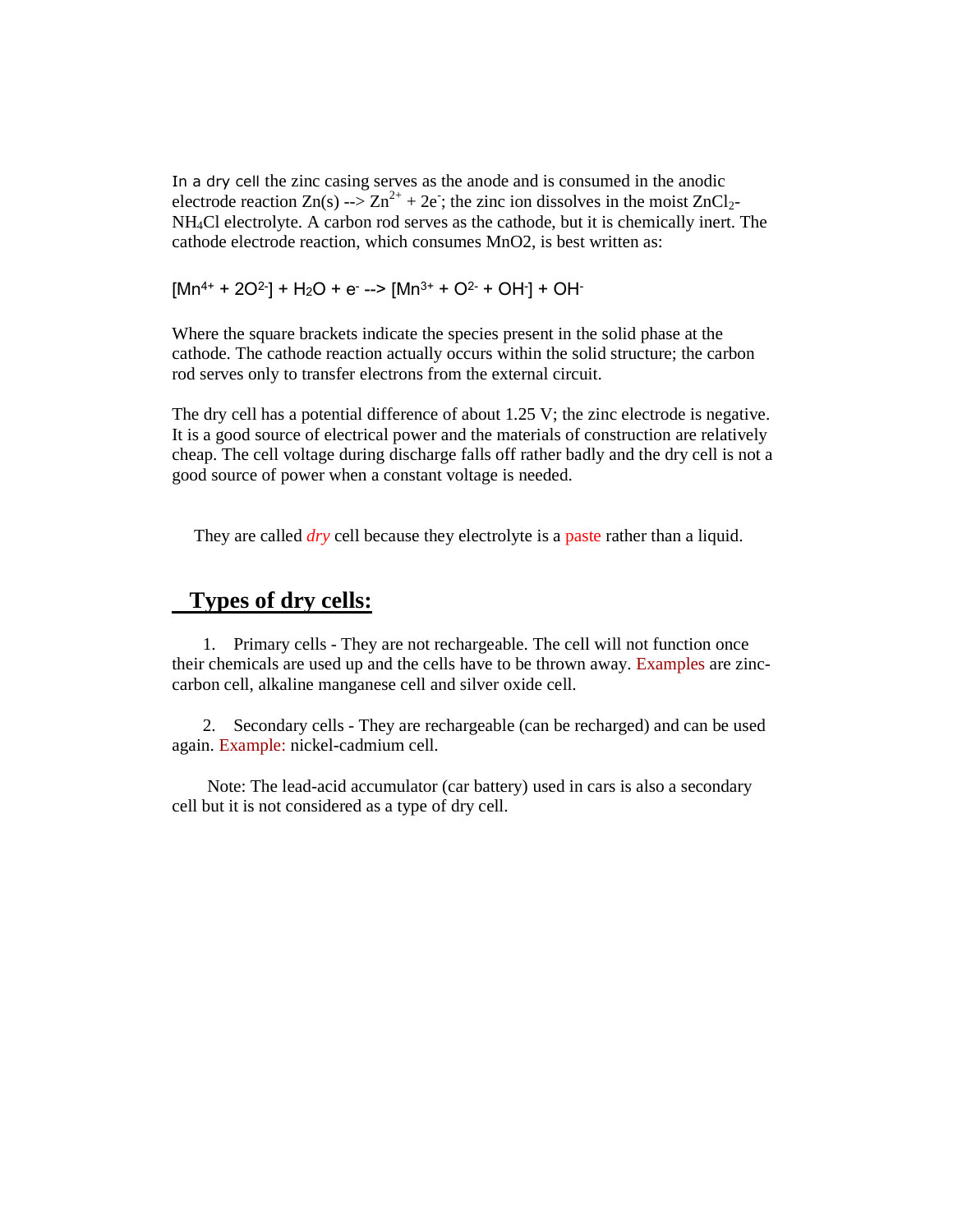In a dry cell the zinc casing serves as the anode and is consumed in the anodic electrode reaction $Zn(s) \rightarrow Zn^{2+} + 2e^-$; the zinc ion dissolves in the moist $ZnCl_2$-$NH_4Cl$ electrolyte. A carbon rod serves as the cathode, but it is chemically inert. The cathode electrode reaction, which consumes $MnO_2$, is best written as:

$$[Mn^{4+} + 2O^{2-}] + H_2O + e^- \rightarrow [Mn^{3+} + O^{2-} + OH^-] + OH^-$$

Where the square brackets indicate the species present in the solid phase at the cathode. The cathode reaction actually occurs within the solid structure; the carbon rod serves only to transfer electrons from the external circuit.

The dry cell has a potential difference of about 1.25 V; the zinc electrode is negative. It is a good source of electrical power and the materials of construction are relatively cheap. The cell voltage during discharge falls off rather badly and the dry cell is not a good source of power when a constant voltage is needed.

They are called *dry* cell because they electrolyte is a paste rather than a liquid.

## Types of dry cells:

1. Primary cells - They are not rechargeable. The cell will not function once their chemicals are used up and the cells have to be thrown away. Examples are zinc-carbon cell, alkaline manganese cell and silver oxide cell.

2. Secondary cells - They are rechargeable (can be recharged) and can be used again. Example: nickel-cadmium cell.

Note: The lead-acid accumulator (car battery) used in cars is also a secondary cell but it is not considered as a type of dry cell.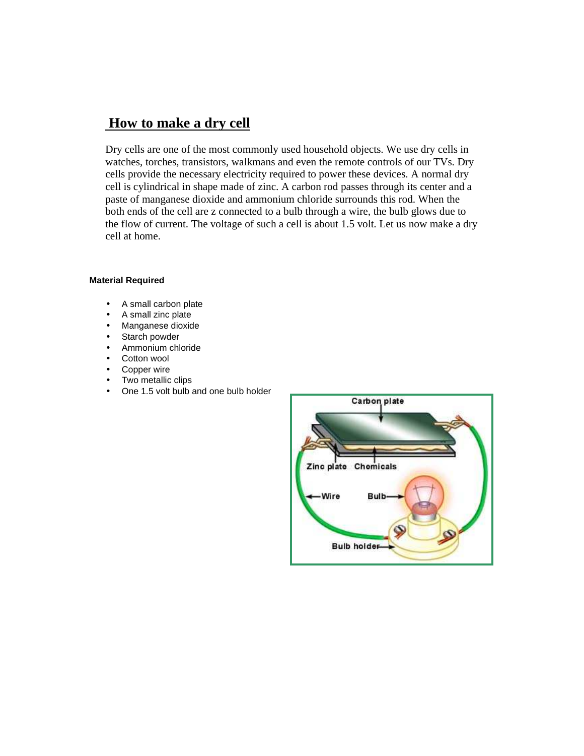## How to make a dry cell

Dry cells are one of the most commonly used household objects. We use dry cells in watches, torches, transistors, walkmans and even the remote controls of our TVs. Dry cells provide the necessary electricity required to power these devices. A normal dry cell is cylindrical in shape made of zinc. A carbon rod passes through its center and a paste of manganese dioxide and ammonium chloride surrounds this rod. When the both ends of the cell are z connected to a bulb through a wire, the bulb glows due to the flow of current. The voltage of such a cell is about 1.5 volt. Let us now make a dry cell at home.

**Material Required**

- A small carbon plate
- A small zinc plate
- Manganese dioxide
- Starch powder
- Ammonium chloride
- Cotton wool
- Copper wire
- Two metallic clips
- One 1.5 volt bulb and one bulb holder

Carbon plate

Zinc plate

Chemicals

Wire

Bulb

Bulb holder